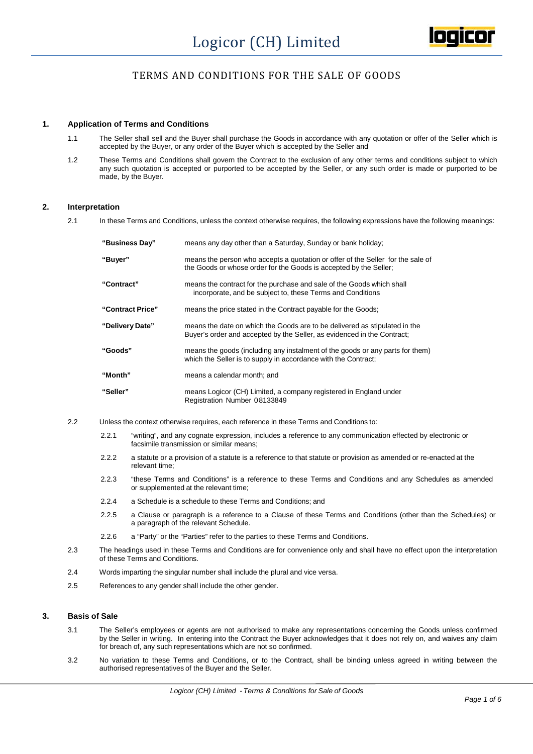# Logicor (CH) Limited

## TERMS AND CONDITIONS FOR THE SALE OF GOODS

### 1. Application of Terms and Conditions

1.1 The Seller shall sell and the Buyer shall purchase the Goods in accordance with any quotation or offer of the Seller which is accepted by the Buyer, or any order of the Buyer which is accepted by the Seller and

1.2 These Terms and Conditions shall govern the Contract to the exclusion of any other terms and conditions subject to which any such quotation is accepted or purported to be accepted by the Seller, or any such order is made or purported to be made, by the Buyer.

### 2. Interpretation

2.1 In these Terms and Conditions, unless the context otherwise requires, the following expressions have the following meanings:

| | |
|---|---|
| **"Business Day"** | means any day other than a Saturday, Sunday or bank holiday; |
| **"Buyer"** | means the person who accepts a quotation or offer of the Seller for the sale of the Goods or whose order for the Goods is accepted by the Seller; |
| **"Contract"** | means the contract for the purchase and sale of the Goods which shall incorporate, and be subject to, these Terms and Conditions |
| **"Contract Price"** | means the price stated in the Contract payable for the Goods; |
| **"Delivery Date"** | means the date on which the Goods are to be delivered as stipulated in the Buyer's order and accepted by the Seller, as evidenced in the Contract; |
| **"Goods"** | means the goods (including any instalment of the goods or any parts for them) which the Seller is to supply in accordance with the Contract; |
| **"Month"** | means a calendar month; and |
| **"Seller"** | means Logicor (CH) Limited, a company registered in England under Registration Number 08133849 |

2.2 Unless the context otherwise requires, each reference in these Terms and Conditions to:

2.2.1 "writing", and any cognate expression, includes a reference to any communication effected by electronic or facsimile transmission or similar means;

2.2.2 a statute or a provision of a statute is a reference to that statute or provision as amended or re-enacted at the relevant time;

2.2.3 "these Terms and Conditions" is a reference to these Terms and Conditions and any Schedules as amended or supplemented at the relevant time;

2.2.4 a Schedule is a schedule to these Terms and Conditions; and

2.2.5 a Clause or paragraph is a reference to a Clause of these Terms and Conditions (other than the Schedules) or a paragraph of the relevant Schedule.

2.2.6 a "Party" or the "Parties" refer to the parties to these Terms and Conditions.

2.3 The headings used in these Terms and Conditions are for convenience only and shall have no effect upon the interpretation of these Terms and Conditions.

2.4 Words imparting the singular number shall include the plural and vice versa.

2.5 References to any gender shall include the other gender.

### 3. Basis of Sale

3.1 The Seller's employees or agents are not authorised to make any representations concerning the Goods unless confirmed by the Seller in writing. In entering into the Contract the Buyer acknowledges that it does not rely on, and waives any claim for breach of, any such representations which are not so confirmed.

3.2 No variation to these Terms and Conditions, or to the Contract, shall be binding unless agreed in writing between the authorised representatives of the Buyer and the Seller.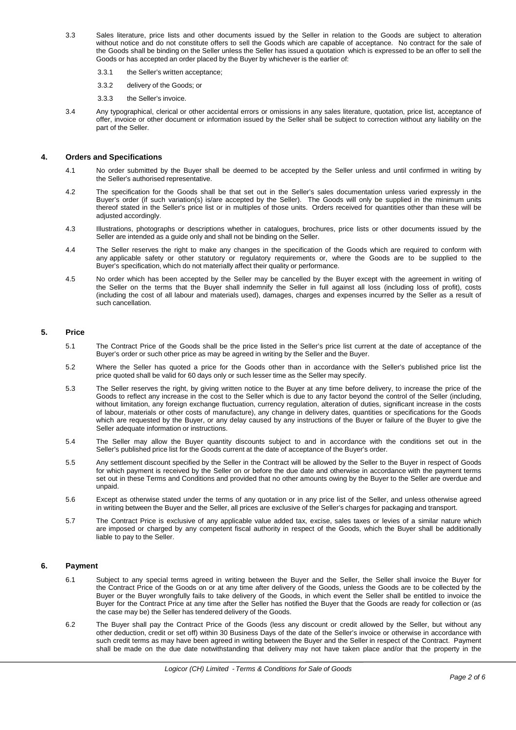3.3 Sales literature, price lists and other documents issued by the Seller in relation to the Goods are subject to alteration without notice and do not constitute offers to sell the Goods which are capable of acceptance. No contract for the sale of the Goods shall be binding on the Seller unless the Seller has issued a quotation which is expressed to be an offer to sell the Goods or has accepted an order placed by the Buyer by whichever is the earlier of:

3.3.1 the Seller's written acceptance;

3.3.2 delivery of the Goods; or

3.3.3 the Seller's invoice.

3.4 Any typographical, clerical or other accidental errors or omissions in any sales literature, quotation, price list, acceptance of offer, invoice or other document or information issued by the Seller shall be subject to correction without any liability on the part of the Seller.

## 4. Orders and Specifications

4.1 No order submitted by the Buyer shall be deemed to be accepted by the Seller unless and until confirmed in writing by the Seller's authorised representative.

4.2 The specification for the Goods shall be that set out in the Seller's sales documentation unless varied expressly in the Buyer's order (if such variation(s) is/are accepted by the Seller). The Goods will only be supplied in the minimum units thereof stated in the Seller's price list or in multiples of those units. Orders received for quantities other than these will be adjusted accordingly.

4.3 Illustrations, photographs or descriptions whether in catalogues, brochures, price lists or other documents issued by the Seller are intended as a guide only and shall not be binding on the Seller.

4.4 The Seller reserves the right to make any changes in the specification of the Goods which are required to conform with any applicable safety or other statutory or regulatory requirements or, where the Goods are to be supplied to the Buyer's specification, which do not materially affect their quality or performance.

4.5 No order which has been accepted by the Seller may be cancelled by the Buyer except with the agreement in writing of the Seller on the terms that the Buyer shall indemnify the Seller in full against all loss (including loss of profit), costs (including the cost of all labour and materials used), damages, charges and expenses incurred by the Seller as a result of such cancellation.

## 5. Price

5.1 The Contract Price of the Goods shall be the price listed in the Seller's price list current at the date of acceptance of the Buyer's order or such other price as may be agreed in writing by the Seller and the Buyer.

5.2 Where the Seller has quoted a price for the Goods other than in accordance with the Seller's published price list the price quoted shall be valid for 60 days only or such lesser time as the Seller may specify.

5.3 The Seller reserves the right, by giving written notice to the Buyer at any time before delivery, to increase the price of the Goods to reflect any increase in the cost to the Seller which is due to any factor beyond the control of the Seller (including, without limitation, any foreign exchange fluctuation, currency regulation, alteration of duties, significant increase in the costs of labour, materials or other costs of manufacture), any change in delivery dates, quantities or specifications for the Goods which are requested by the Buyer, or any delay caused by any instructions of the Buyer or failure of the Buyer to give the Seller adequate information or instructions.

5.4 The Seller may allow the Buyer quantity discounts subject to and in accordance with the conditions set out in the Seller's published price list for the Goods current at the date of acceptance of the Buyer's order.

5.5 Any settlement discount specified by the Seller in the Contract will be allowed by the Seller to the Buyer in respect of Goods for which payment is received by the Seller on or before the due date and otherwise in accordance with the payment terms set out in these Terms and Conditions and provided that no other amounts owing by the Buyer to the Seller are overdue and unpaid.

5.6 Except as otherwise stated under the terms of any quotation or in any price list of the Seller, and unless otherwise agreed in writing between the Buyer and the Seller, all prices are exclusive of the Seller's charges for packaging and transport.

5.7 The Contract Price is exclusive of any applicable value added tax, excise, sales taxes or levies of a similar nature which are imposed or charged by any competent fiscal authority in respect of the Goods, which the Buyer shall be additionally liable to pay to the Seller.

## 6. Payment

6.1 Subject to any special terms agreed in writing between the Buyer and the Seller, the Seller shall invoice the Buyer for the Contract Price of the Goods on or at any time after delivery of the Goods, unless the Goods are to be collected by the Buyer or the Buyer wrongfully fails to take delivery of the Goods, in which event the Seller shall be entitled to invoice the Buyer for the Contract Price at any time after the Seller has notified the Buyer that the Goods are ready for collection or (as the case may be) the Seller has tendered delivery of the Goods.

6.2 The Buyer shall pay the Contract Price of the Goods (less any discount or credit allowed by the Seller, but without any other deduction, credit or set off) within 30 Business Days of the date of the Seller's invoice or otherwise in accordance with such credit terms as may have been agreed in writing between the Buyer and the Seller in respect of the Contract. Payment shall be made on the due date notwithstanding that delivery may not have taken place and/or that the property in the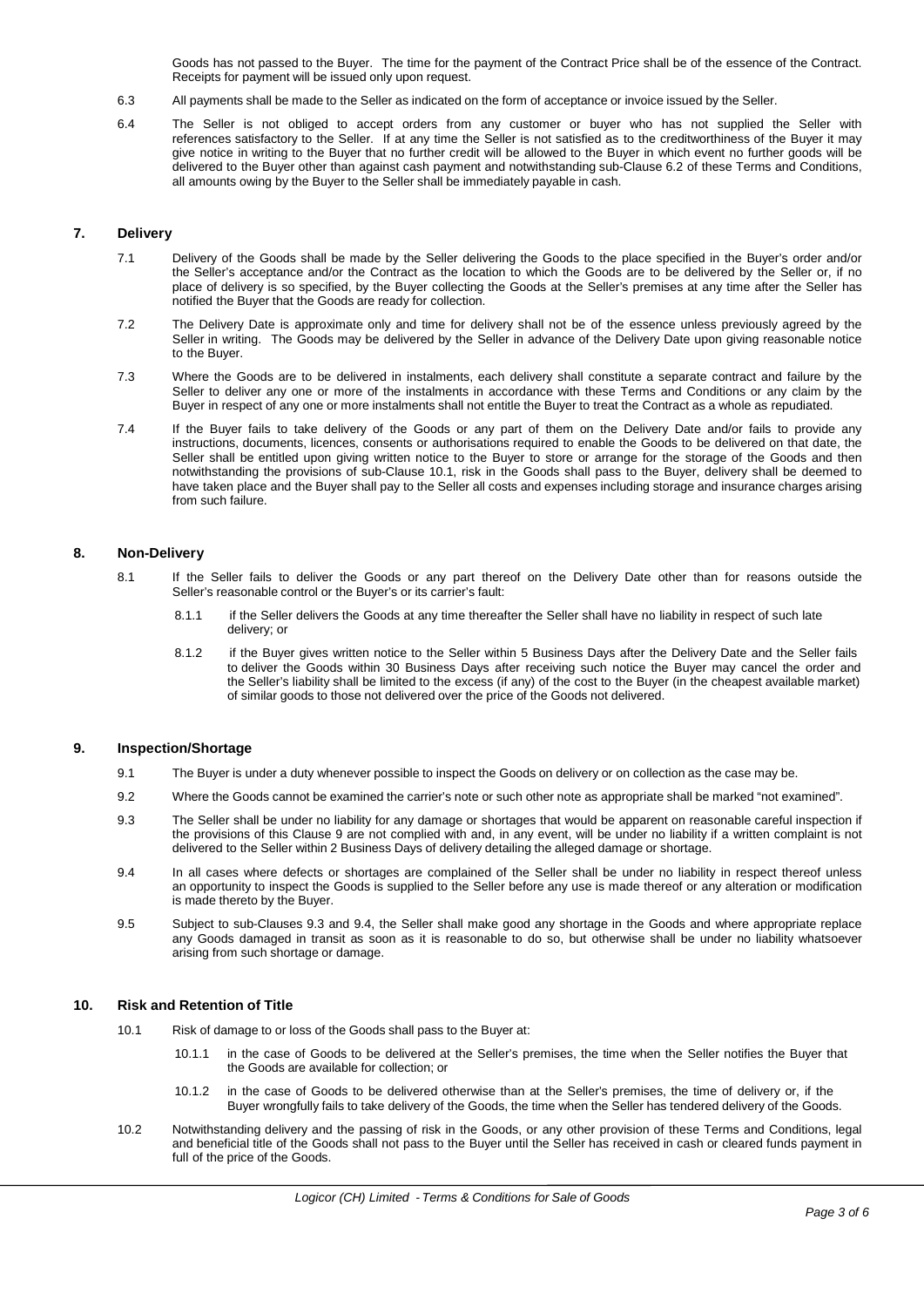Goods has not passed to the Buyer. The time for the payment of the Contract Price shall be of the essence of the Contract. Receipts for payment will be issued only upon request.

6.3 All payments shall be made to the Seller as indicated on the form of acceptance or invoice issued by the Seller.

6.4 The Seller is not obliged to accept orders from any customer or buyer who has not supplied the Seller with references satisfactory to the Seller. If at any time the Seller is not satisfied as to the creditworthiness of the Buyer it may give notice in writing to the Buyer that no further credit will be allowed to the Buyer in which event no further goods will be delivered to the Buyer other than against cash payment and notwithstanding sub-Clause 6.2 of these Terms and Conditions, all amounts owing by the Buyer to the Seller shall be immediately payable in cash.

## 7. Delivery

7.1 Delivery of the Goods shall be made by the Seller delivering the Goods to the place specified in the Buyer's order and/or the Seller's acceptance and/or the Contract as the location to which the Goods are to be delivered by the Seller or, if no place of delivery is so specified, by the Buyer collecting the Goods at the Seller's premises at any time after the Seller has notified the Buyer that the Goods are ready for collection.

7.2 The Delivery Date is approximate only and time for delivery shall not be of the essence unless previously agreed by the Seller in writing. The Goods may be delivered by the Seller in advance of the Delivery Date upon giving reasonable notice to the Buyer.

7.3 Where the Goods are to be delivered in instalments, each delivery shall constitute a separate contract and failure by the Seller to deliver any one or more of the instalments in accordance with these Terms and Conditions or any claim by the Buyer in respect of any one or more instalments shall not entitle the Buyer to treat the Contract as a whole as repudiated.

7.4 If the Buyer fails to take delivery of the Goods or any part of them on the Delivery Date and/or fails to provide any instructions, documents, licences, consents or authorisations required to enable the Goods to be delivered on that date, the Seller shall be entitled upon giving written notice to the Buyer to store or arrange for the storage of the Goods and then notwithstanding the provisions of sub-Clause 10.1, risk in the Goods shall pass to the Buyer, delivery shall be deemed to have taken place and the Buyer shall pay to the Seller all costs and expenses including storage and insurance charges arising from such failure.

## 8. Non-Delivery

8.1 If the Seller fails to deliver the Goods or any part thereof on the Delivery Date other than for reasons outside the Seller's reasonable control or the Buyer's or its carrier's fault:

8.1.1 if the Seller delivers the Goods at any time thereafter the Seller shall have no liability in respect of such late delivery; or

8.1.2 if the Buyer gives written notice to the Seller within 5 Business Days after the Delivery Date and the Seller fails to deliver the Goods within 30 Business Days after receiving such notice the Buyer may cancel the order and the Seller's liability shall be limited to the excess (if any) of the cost to the Buyer (in the cheapest available market) of similar goods to those not delivered over the price of the Goods not delivered.

## 9. Inspection/Shortage

9.1 The Buyer is under a duty whenever possible to inspect the Goods on delivery or on collection as the case may be.

9.2 Where the Goods cannot be examined the carrier's note or such other note as appropriate shall be marked "not examined".

9.3 The Seller shall be under no liability for any damage or shortages that would be apparent on reasonable careful inspection if the provisions of this Clause 9 are not complied with and, in any event, will be under no liability if a written complaint is not delivered to the Seller within 2 Business Days of delivery detailing the alleged damage or shortage.

9.4 In all cases where defects or shortages are complained of the Seller shall be under no liability in respect thereof unless an opportunity to inspect the Goods is supplied to the Seller before any use is made thereof or any alteration or modification is made thereto by the Buyer.

9.5 Subject to sub-Clauses 9.3 and 9.4, the Seller shall make good any shortage in the Goods and where appropriate replace any Goods damaged in transit as soon as it is reasonable to do so, but otherwise shall be under no liability whatsoever arising from such shortage or damage.

## 10. Risk and Retention of Title

10.1 Risk of damage to or loss of the Goods shall pass to the Buyer at:

10.1.1 in the case of Goods to be delivered at the Seller's premises, the time when the Seller notifies the Buyer that the Goods are available for collection; or

10.1.2 in the case of Goods to be delivered otherwise than at the Seller's premises, the time of delivery or, if the Buyer wrongfully fails to take delivery of the Goods, the time when the Seller has tendered delivery of the Goods.

10.2 Notwithstanding delivery and the passing of risk in the Goods, or any other provision of these Terms and Conditions, legal and beneficial title of the Goods shall not pass to the Buyer until the Seller has received in cash or cleared funds payment in full of the price of the Goods.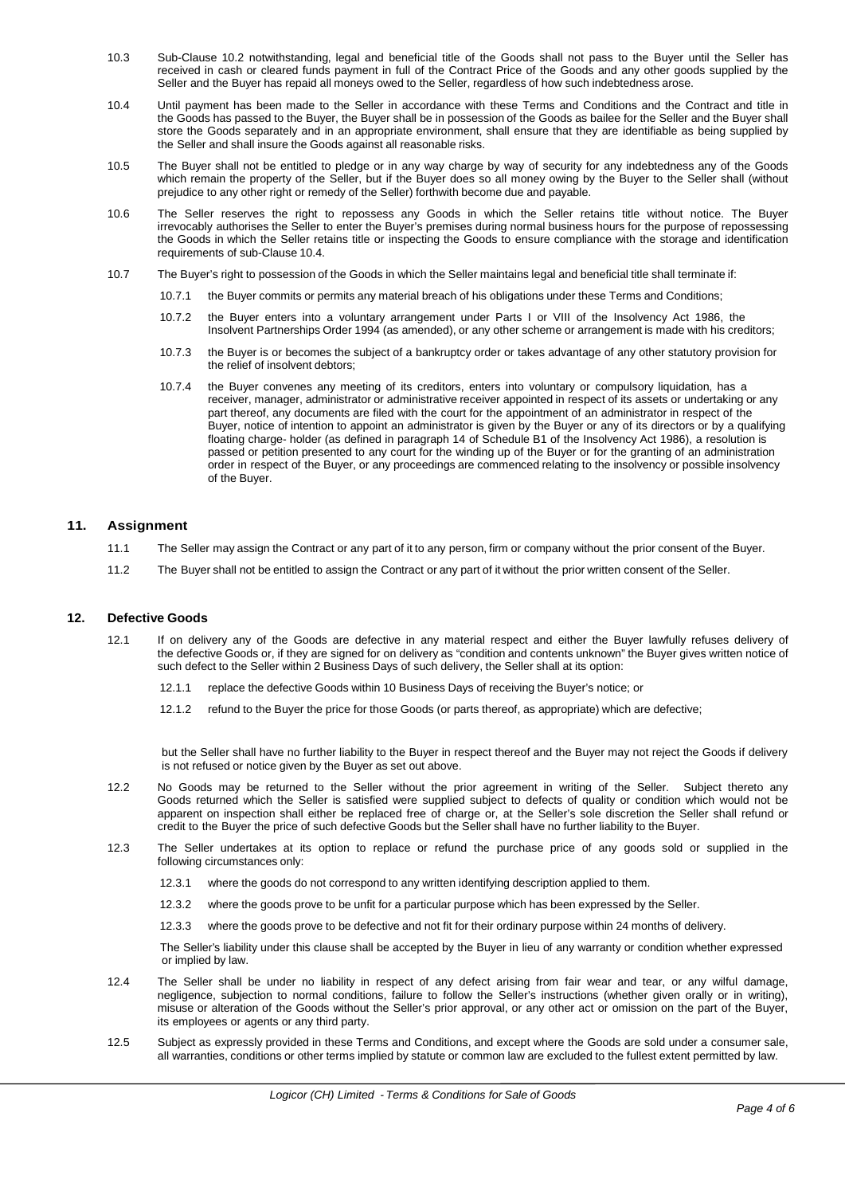10.3 Sub-Clause 10.2 notwithstanding, legal and beneficial title of the Goods shall not pass to the Buyer until the Seller has received in cash or cleared funds payment in full of the Contract Price of the Goods and any other goods supplied by the Seller and the Buyer has repaid all moneys owed to the Seller, regardless of how such indebtedness arose.

10.4 Until payment has been made to the Seller in accordance with these Terms and Conditions and the Contract and title in the Goods has passed to the Buyer, the Buyer shall be in possession of the Goods as bailee for the Seller and the Buyer shall store the Goods separately and in an appropriate environment, shall ensure that they are identifiable as being supplied by the Seller and shall insure the Goods against all reasonable risks.

10.5 The Buyer shall not be entitled to pledge or in any way charge by way of security for any indebtedness any of the Goods which remain the property of the Seller, but if the Buyer does so all money owing by the Buyer to the Seller shall (without prejudice to any other right or remedy of the Seller) forthwith become due and payable.

10.6 The Seller reserves the right to repossess any Goods in which the Seller retains title without notice. The Buyer irrevocably authorises the Seller to enter the Buyer's premises during normal business hours for the purpose of repossessing the Goods in which the Seller retains title or inspecting the Goods to ensure compliance with the storage and identification requirements of sub-Clause 10.4.

10.7 The Buyer's right to possession of the Goods in which the Seller maintains legal and beneficial title shall terminate if:

10.7.1 the Buyer commits or permits any material breach of his obligations under these Terms and Conditions;

10.7.2 the Buyer enters into a voluntary arrangement under Parts I or VIII of the Insolvency Act 1986, the Insolvent Partnerships Order 1994 (as amended), or any other scheme or arrangement is made with his creditors;

10.7.3 the Buyer is or becomes the subject of a bankruptcy order or takes advantage of any other statutory provision for the relief of insolvent debtors;

10.7.4 the Buyer convenes any meeting of its creditors, enters into voluntary or compulsory liquidation, has a receiver, manager, administrator or administrative receiver appointed in respect of its assets or undertaking or any part thereof, any documents are filed with the court for the appointment of an administrator in respect of the Buyer, notice of intention to appoint an administrator is given by the Buyer or any of its directors or by a qualifying floating charge- holder (as defined in paragraph 14 of Schedule B1 of the Insolvency Act 1986), a resolution is passed or petition presented to any court for the winding up of the Buyer or for the granting of an administration order in respect of the Buyer, or any proceedings are commenced relating to the insolvency or possible insolvency of the Buyer.

## 11. Assignment

11.1 The Seller may assign the Contract or any part of it to any person, firm or company without the prior consent of the Buyer.

11.2 The Buyer shall not be entitled to assign the Contract or any part of it without the prior written consent of the Seller.

## 12. Defective Goods

12.1 If on delivery any of the Goods are defective in any material respect and either the Buyer lawfully refuses delivery of the defective Goods or, if they are signed for on delivery as "condition and contents unknown" the Buyer gives written notice of such defect to the Seller within 2 Business Days of such delivery, the Seller shall at its option:

12.1.1 replace the defective Goods within 10 Business Days of receiving the Buyer's notice; or

12.1.2 refund to the Buyer the price for those Goods (or parts thereof, as appropriate) which are defective;

but the Seller shall have no further liability to the Buyer in respect thereof and the Buyer may not reject the Goods if delivery is not refused or notice given by the Buyer as set out above.

12.2 No Goods may be returned to the Seller without the prior agreement in writing of the Seller. Subject thereto any Goods returned which the Seller is satisfied were supplied subject to defects of quality or condition which would not be apparent on inspection shall either be replaced free of charge or, at the Seller's sole discretion the Seller shall refund or credit to the Buyer the price of such defective Goods but the Seller shall have no further liability to the Buyer.

12.3 The Seller undertakes at its option to replace or refund the purchase price of any goods sold or supplied in the following circumstances only:

12.3.1 where the goods do not correspond to any written identifying description applied to them.

12.3.2 where the goods prove to be unfit for a particular purpose which has been expressed by the Seller.

12.3.3 where the goods prove to be defective and not fit for their ordinary purpose within 24 months of delivery.

The Seller's liability under this clause shall be accepted by the Buyer in lieu of any warranty or condition whether expressed or implied by law.

12.4 The Seller shall be under no liability in respect of any defect arising from fair wear and tear, or any wilful damage, negligence, subjection to normal conditions, failure to follow the Seller's instructions (whether given orally or in writing), misuse or alteration of the Goods without the Seller's prior approval, or any other act or omission on the part of the Buyer, its employees or agents or any third party.

12.5 Subject as expressly provided in these Terms and Conditions, and except where the Goods are sold under a consumer sale, all warranties, conditions or other terms implied by statute or common law are excluded to the fullest extent permitted by law.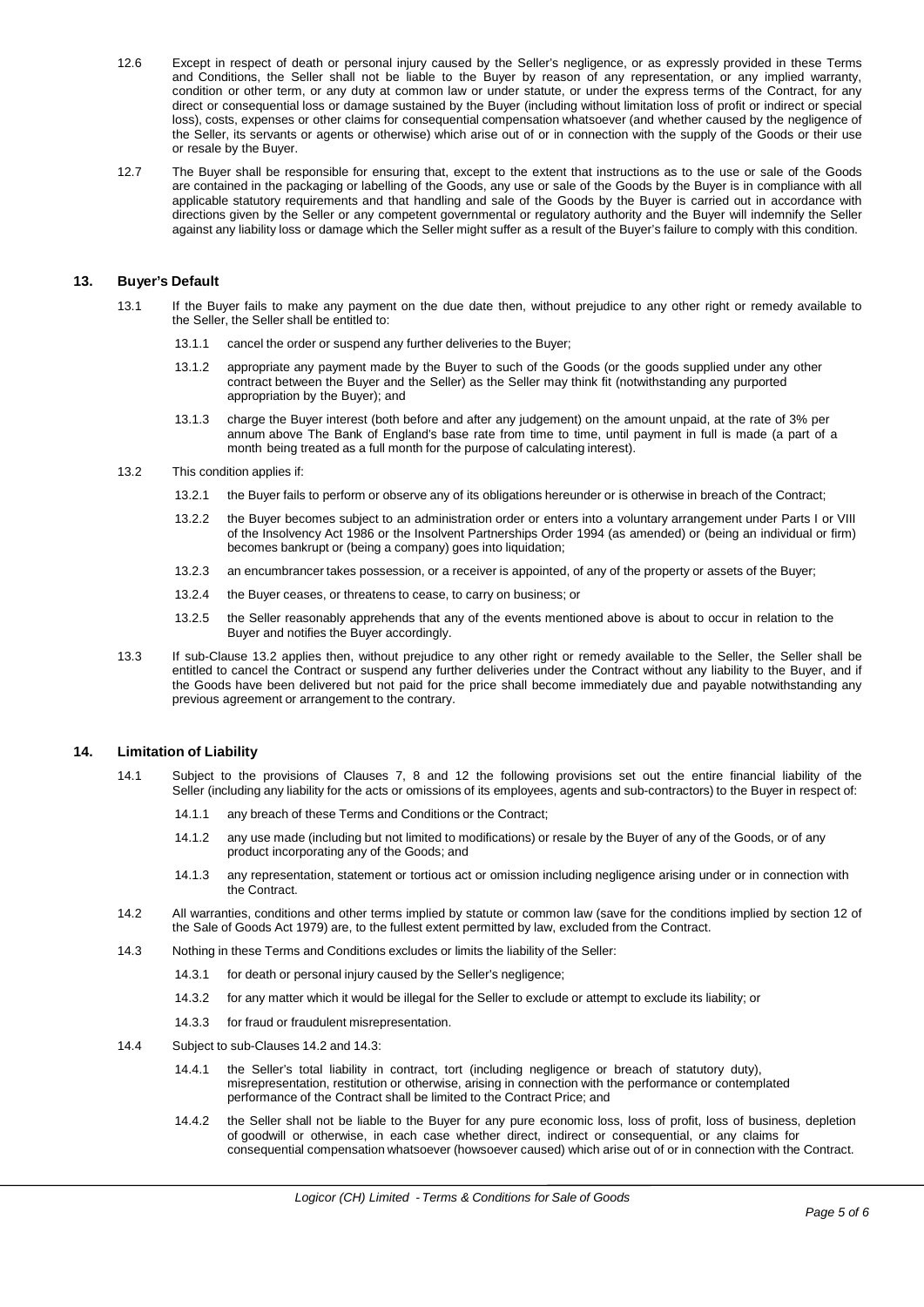12.6 Except in respect of death or personal injury caused by the Seller's negligence, or as expressly provided in these Terms and Conditions, the Seller shall not be liable to the Buyer by reason of any representation, or any implied warranty, condition or other term, or any duty at common law or under statute, or under the express terms of the Contract, for any direct or consequential loss or damage sustained by the Buyer (including without limitation loss of profit or indirect or special loss), costs, expenses or other claims for consequential compensation whatsoever (and whether caused by the negligence of the Seller, its servants or agents or otherwise) which arise out of or in connection with the supply of the Goods or their use or resale by the Buyer.

12.7 The Buyer shall be responsible for ensuring that, except to the extent that instructions as to the use or sale of the Goods are contained in the packaging or labelling of the Goods, any use or sale of the Goods by the Buyer is in compliance with all applicable statutory requirements and that handling and sale of the Goods by the Buyer is carried out in accordance with directions given by the Seller or any competent governmental or regulatory authority and the Buyer will indemnify the Seller against any liability loss or damage which the Seller might suffer as a result of the Buyer's failure to comply with this condition.

## 13. Buyer's Default

13.1 If the Buyer fails to make any payment on the due date then, without prejudice to any other right or remedy available to the Seller, the Seller shall be entitled to:

13.1.1 cancel the order or suspend any further deliveries to the Buyer;

13.1.2 appropriate any payment made by the Buyer to such of the Goods (or the goods supplied under any other contract between the Buyer and the Seller) as the Seller may think fit (notwithstanding any purported appropriation by the Buyer); and

13.1.3 charge the Buyer interest (both before and after any judgement) on the amount unpaid, at the rate of 3% per annum above The Bank of England's base rate from time to time, until payment in full is made (a part of a month being treated as a full month for the purpose of calculating interest).

13.2 This condition applies if:

13.2.1 the Buyer fails to perform or observe any of its obligations hereunder or is otherwise in breach of the Contract;

13.2.2 the Buyer becomes subject to an administration order or enters into a voluntary arrangement under Parts I or VIII of the Insolvency Act 1986 or the Insolvent Partnerships Order 1994 (as amended) or (being an individual or firm) becomes bankrupt or (being a company) goes into liquidation;

13.2.3 an encumbrancer takes possession, or a receiver is appointed, of any of the property or assets of the Buyer;

13.2.4 the Buyer ceases, or threatens to cease, to carry on business; or

13.2.5 the Seller reasonably apprehends that any of the events mentioned above is about to occur in relation to the Buyer and notifies the Buyer accordingly.

13.3 If sub-Clause 13.2 applies then, without prejudice to any other right or remedy available to the Seller, the Seller shall be entitled to cancel the Contract or suspend any further deliveries under the Contract without any liability to the Buyer, and if the Goods have been delivered but not paid for the price shall become immediately due and payable notwithstanding any previous agreement or arrangement to the contrary.

## 14. Limitation of Liability

14.1 Subject to the provisions of Clauses 7, 8 and 12 the following provisions set out the entire financial liability of the Seller (including any liability for the acts or omissions of its employees, agents and sub-contractors) to the Buyer in respect of:

14.1.1 any breach of these Terms and Conditions or the Contract;

14.1.2 any use made (including but not limited to modifications) or resale by the Buyer of any of the Goods, or of any product incorporating any of the Goods; and

14.1.3 any representation, statement or tortious act or omission including negligence arising under or in connection with the Contract.

14.2 All warranties, conditions and other terms implied by statute or common law (save for the conditions implied by section 12 of the Sale of Goods Act 1979) are, to the fullest extent permitted by law, excluded from the Contract.

14.3 Nothing in these Terms and Conditions excludes or limits the liability of the Seller:

14.3.1 for death or personal injury caused by the Seller's negligence;

14.3.2 for any matter which it would be illegal for the Seller to exclude or attempt to exclude its liability; or

14.3.3 for fraud or fraudulent misrepresentation.

14.4 Subject to sub-Clauses 14.2 and 14.3:

14.4.1 the Seller's total liability in contract, tort (including negligence or breach of statutory duty), misrepresentation, restitution or otherwise, arising in connection with the performance or contemplated performance of the Contract shall be limited to the Contract Price; and

14.4.2 the Seller shall not be liable to the Buyer for any pure economic loss, loss of profit, loss of business, depletion of goodwill or otherwise, in each case whether direct, indirect or consequential, or any claims for consequential compensation whatsoever (howsoever caused) which arise out of or in connection with the Contract.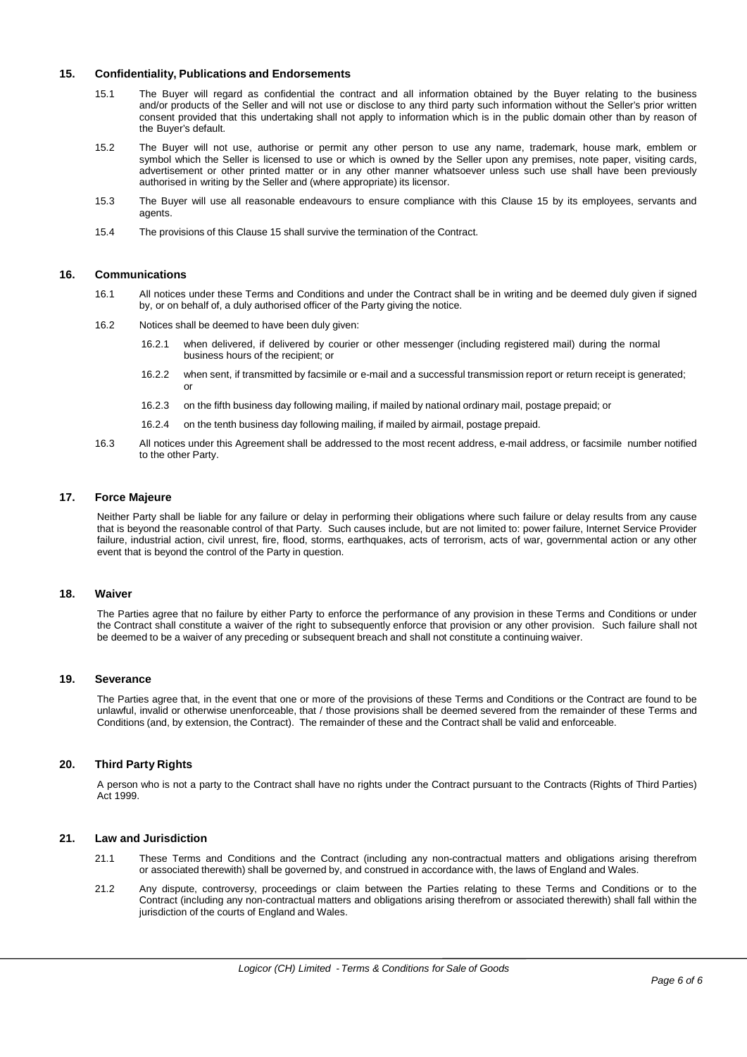## 15. Confidentiality, Publications and Endorsements

15.1 The Buyer will regard as confidential the contract and all information obtained by the Buyer relating to the business and/or products of the Seller and will not use or disclose to any third party such information without the Seller's prior written consent provided that this undertaking shall not apply to information which is in the public domain other than by reason of the Buyer's default.

15.2 The Buyer will not use, authorise or permit any other person to use any name, trademark, house mark, emblem or symbol which the Seller is licensed to use or which is owned by the Seller upon any premises, note paper, visiting cards, advertisement or other printed matter or in any other manner whatsoever unless such use shall have been previously authorised in writing by the Seller and (where appropriate) its licensor.

15.3 The Buyer will use all reasonable endeavours to ensure compliance with this Clause 15 by its employees, servants and agents.

15.4 The provisions of this Clause 15 shall survive the termination of the Contract.

## 16. Communications

16.1 All notices under these Terms and Conditions and under the Contract shall be in writing and be deemed duly given if signed by, or on behalf of, a duly authorised officer of the Party giving the notice.

16.2 Notices shall be deemed to have been duly given:

16.2.1 when delivered, if delivered by courier or other messenger (including registered mail) during the normal business hours of the recipient; or

16.2.2 when sent, if transmitted by facsimile or e-mail and a successful transmission report or return receipt is generated; or

16.2.3 on the fifth business day following mailing, if mailed by national ordinary mail, postage prepaid; or

16.2.4 on the tenth business day following mailing, if mailed by airmail, postage prepaid.

16.3 All notices under this Agreement shall be addressed to the most recent address, e-mail address, or facsimile number notified to the other Party.

## 17. Force Majeure

Neither Party shall be liable for any failure or delay in performing their obligations where such failure or delay results from any cause that is beyond the reasonable control of that Party. Such causes include, but are not limited to: power failure, Internet Service Provider failure, industrial action, civil unrest, fire, flood, storms, earthquakes, acts of terrorism, acts of war, governmental action or any other event that is beyond the control of the Party in question.

## 18. Waiver

The Parties agree that no failure by either Party to enforce the performance of any provision in these Terms and Conditions or under the Contract shall constitute a waiver of the right to subsequently enforce that provision or any other provision. Such failure shall not be deemed to be a waiver of any preceding or subsequent breach and shall not constitute a continuing waiver.

## 19. Severance

The Parties agree that, in the event that one or more of the provisions of these Terms and Conditions or the Contract are found to be unlawful, invalid or otherwise unenforceable, that / those provisions shall be deemed severed from the remainder of these Terms and Conditions (and, by extension, the Contract). The remainder of these and the Contract shall be valid and enforceable.

## 20. Third Party Rights

A person who is not a party to the Contract shall have no rights under the Contract pursuant to the Contracts (Rights of Third Parties) Act 1999.

## 21. Law and Jurisdiction

21.1 These Terms and Conditions and the Contract (including any non-contractual matters and obligations arising therefrom or associated therewith) shall be governed by, and construed in accordance with, the laws of England and Wales.

21.2 Any dispute, controversy, proceedings or claim between the Parties relating to these Terms and Conditions or to the Contract (including any non-contractual matters and obligations arising therefrom or associated therewith) shall fall within the jurisdiction of the courts of England and Wales.